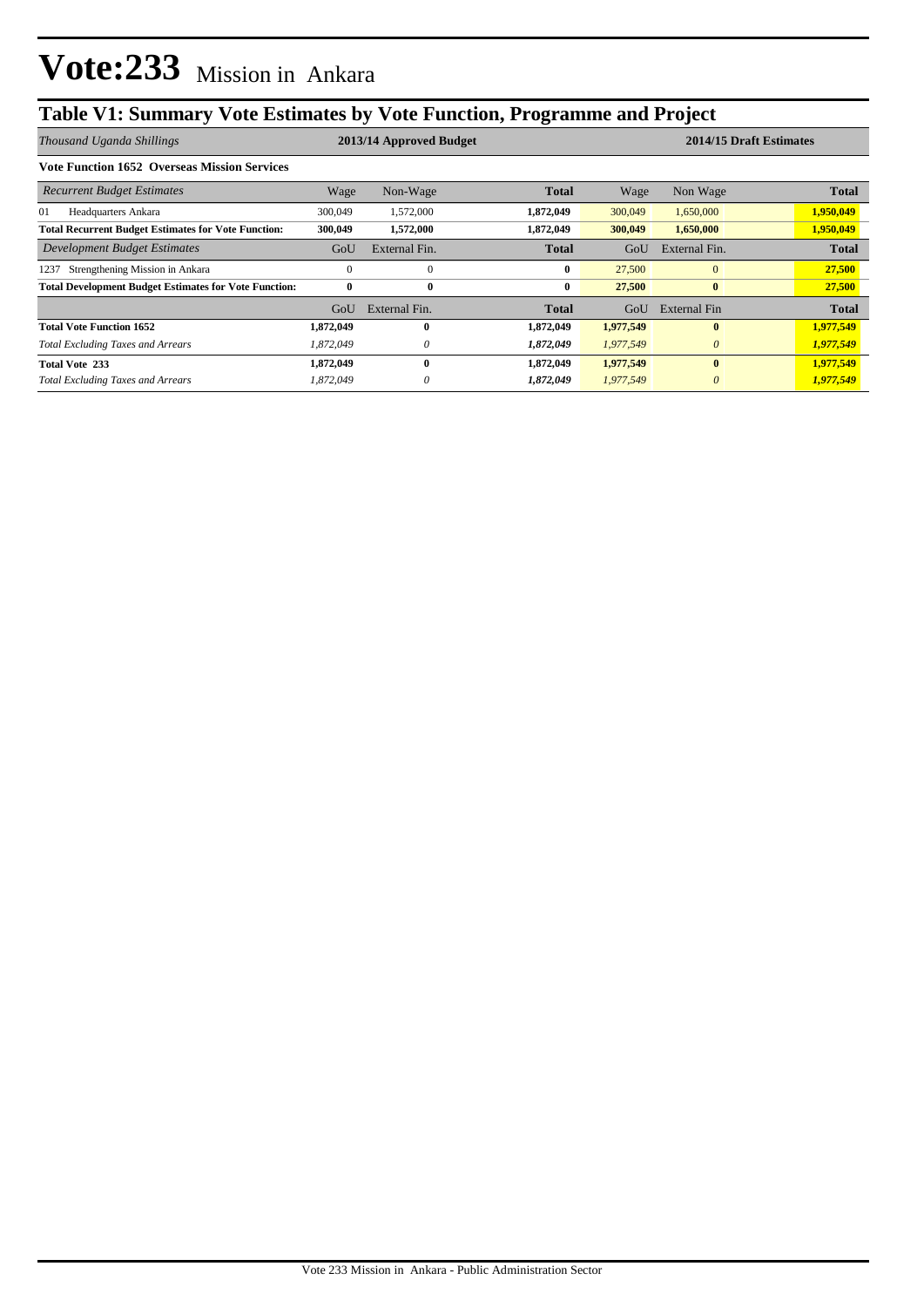# Vote:233 Mission in Ankara

## Table V1: Summary Vote Estimates by Vote Function, Programme and Project

| *Thousand Uganda Shillings* | 2013/14 Approved Budget | | | 2014/15 Draft Estimates | | |
|---|---|---|---|---|---|---|
| **Vote Function 1652 Overseas Mission Services** | | | | | | |
| *Recurrent Budget Estimates* | Wage | Non-Wage | **Total** | Wage | Non Wage | **Total** |
| 01 Headquarters Ankara | 300,049 | 1,572,000 | **1,872,049** | 300,049 | 1,650,000 | **1,950,049** |
| **Total Recurrent Budget Estimates for Vote Function:** | **300,049** | **1,572,000** | **1,872,049** | **300,049** | **1,650,000** | **1,950,049** |
| *Development Budget Estimates* | GoU | External Fin. | **Total** | GoU | External Fin. | **Total** |
| 1237 Strengthening Mission in Ankara | 0 | 0 | **0** | 27,500 | 0 | **27,500** |
| **Total Development Budget Estimates for Vote Function:** | **0** | **0** | **0** | **27,500** | **0** | **27,500** |
| | GoU | External Fin. | **Total** | GoU | External Fin | **Total** |
| **Total Vote Function 1652** | **1,872,049** | **0** | **1,872,049** | **1,977,549** | **0** | **1,977,549** |
| *Total Excluding Taxes and Arrears* | *1,872,049* | *0* | ***1,872,049*** | *1,977,549* | *0* | ***1,977,549*** |
| **Total Vote 233** | **1,872,049** | **0** | **1,872,049** | **1,977,549** | **0** | **1,977,549** |
| *Total Excluding Taxes and Arrears* | *1,872,049* | *0* | ***1,872,049*** | *1,977,549* | *0* | ***1,977,549*** |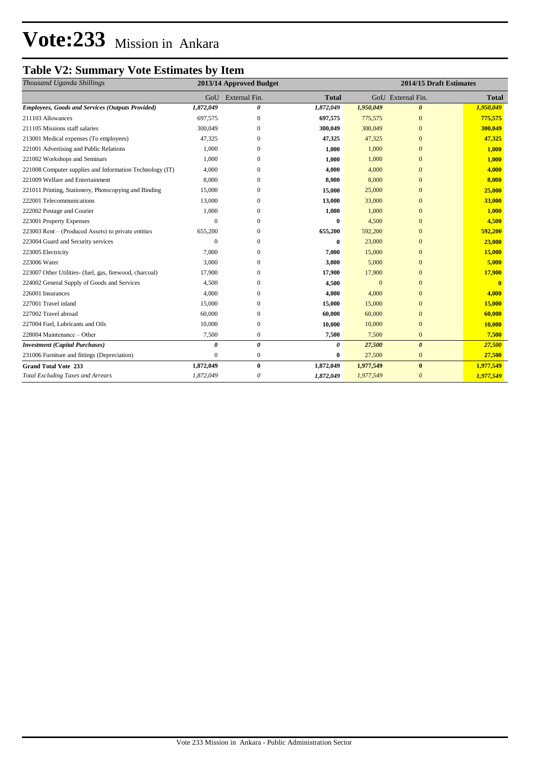# Vote:233 Mission in Ankara

## Table V2: Summary Vote Estimates by Item

| *Thousand Uganda Shillings* | 2013/14 Approved Budget | | | 2014/15 Draft Estimates | | |
|---|---|---|---|---|---|---|
| | GoU | External Fin. | **Total** | GoU | External Fin. | **Total** |
| ***Employees, Goods and Services (Outputs Provided)*** | ***1,872,049*** | ***0*** | ***1,872,049*** | ***1,950,049*** | ***0*** | ***1,950,049*** |
| 211103 Allowances | 697,575 | 0 | **697,575** | 775,575 | 0 | **775,575** |
| 211105 Missions staff salaries | 300,049 | 0 | **300,049** | 300,049 | 0 | **300,049** |
| 213001 Medical expenses (To employees) | 47,325 | 0 | **47,325** | 47,325 | 0 | **47,325** |
| 221001 Advertising and Public Relations | 1,000 | 0 | **1,000** | 1,000 | 0 | **1,000** |
| 221002 Workshops and Seminars | 1,000 | 0 | **1,000** | 1,000 | 0 | **1,000** |
| 221008 Computer supplies and Information Technology (IT) | 4,000 | 0 | **4,000** | 4,000 | 0 | **4,000** |
| 221009 Welfare and Entertainment | 8,000 | 0 | **8,000** | 8,000 | 0 | **8,000** |
| 221011 Printing, Stationery, Photocopying and Binding | 15,000 | 0 | **15,000** | 25,000 | 0 | **25,000** |
| 222001 Telecommunications | 13,000 | 0 | **13,000** | 33,000 | 0 | **33,000** |
| 222002 Postage and Courier | 1,000 | 0 | **1,000** | 1,000 | 0 | **1,000** |
| 223001 Property Expenses | 0 | 0 | **0** | 4,500 | 0 | **4,500** |
| 223003 Rent – (Produced Assets) to private entities | 655,200 | 0 | **655,200** | 592,200 | 0 | **592,200** |
| 223004 Guard and Security services | 0 | 0 | **0** | 23,000 | 0 | **23,000** |
| 223005 Electricity | 7,000 | 0 | **7,000** | 15,000 | 0 | **15,000** |
| 223006 Water | 3,000 | 0 | **3,000** | 5,000 | 0 | **5,000** |
| 223007 Other Utilities- (fuel, gas, firewood, charcoal) | 17,900 | 0 | **17,900** | 17,900 | 0 | **17,900** |
| 224002 General Supply of Goods and Services | 4,500 | 0 | **4,500** | 0 | 0 | **0** |
| 226001 Insurances | 4,000 | 0 | **4,000** | 4,000 | 0 | **4,000** |
| 227001 Travel inland | 15,000 | 0 | **15,000** | 15,000 | 0 | **15,000** |
| 227002 Travel abroad | 60,000 | 0 | **60,000** | 60,000 | 0 | **60,000** |
| 227004 Fuel, Lubricants and Oils | 10,000 | 0 | **10,000** | 10,000 | 0 | **10,000** |
| 228004 Maintenance – Other | 7,500 | 0 | **7,500** | 7,500 | 0 | **7,500** |
| ***Investment (Capital Purchases)*** | ***0*** | ***0*** | ***0*** | ***27,500*** | ***0*** | ***27,500*** |
| 231006 Furniture and fittings (Depreciation) | 0 | 0 | **0** | 27,500 | 0 | **27,500** |
| **Grand Total Vote 233** | **1,872,049** | **0** | **1,872,049** | **1,977,549** | **0** | **1,977,549** |
| *Total Excluding Taxes and Arrears* | *1,872,049* | *0* | ***1,872,049*** | *1,977,549* | *0* | ***1,977,549*** |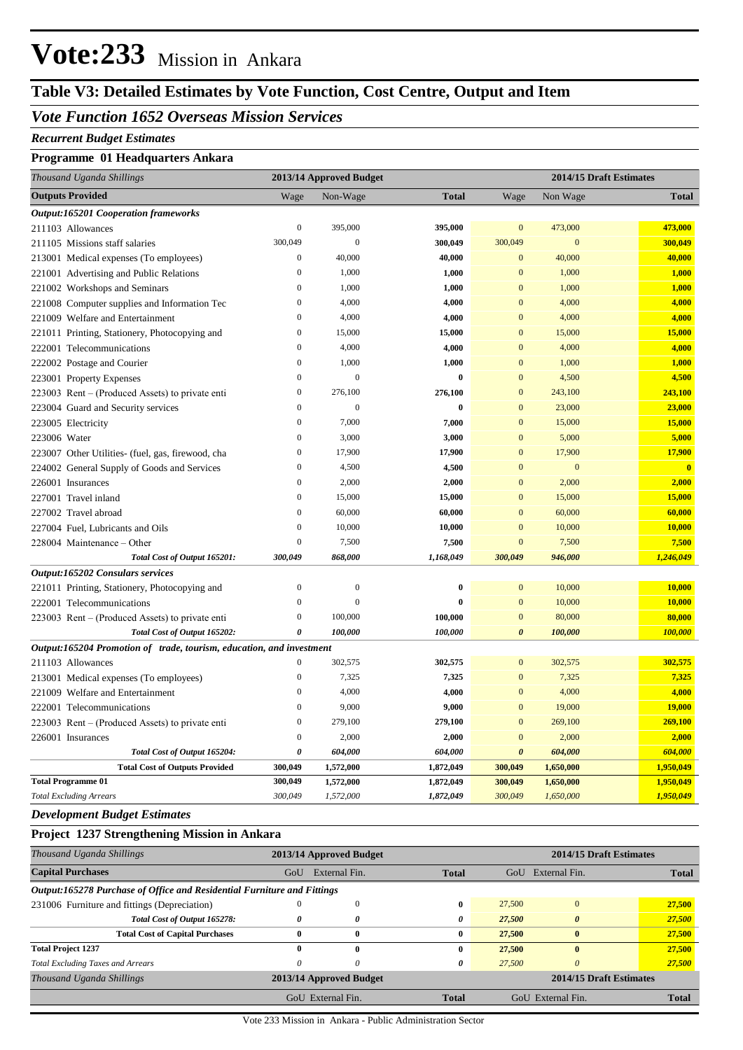# Vote:233 Mission in Ankara

## Table V3: Detailed Estimates by Vote Function, Cost Centre, Output and Item

### *Vote Function 1652 Overseas Mission Services*

***Recurrent Budget Estimates***

**Programme 01 Headquarters Ankara**

| *Thousand Uganda Shillings* | 2013/14 Approved Budget | | | 2014/15 Draft Estimates | | |
|---|---|---|---|---|---|---|
| **Outputs Provided** | Wage | Non-Wage | **Total** | Wage | Non Wage | **Total** |
| ***Output:165201 Cooperation frameworks*** | | | | | | |
| 211103 Allowances | 0 | 395,000 | **395,000** | 0 | 473,000 | **473,000** |
| 211105 Missions staff salaries | 300,049 | 0 | **300,049** | 300,049 | 0 | **300,049** |
| 213001 Medical expenses (To employees) | 0 | 40,000 | **40,000** | 0 | 40,000 | **40,000** |
| 221001 Advertising and Public Relations | 0 | 1,000 | **1,000** | 0 | 1,000 | **1,000** |
| 221002 Workshops and Seminars | 0 | 1,000 | **1,000** | 0 | 1,000 | **1,000** |
| 221008 Computer supplies and Information Tec | 0 | 4,000 | **4,000** | 0 | 4,000 | **4,000** |
| 221009 Welfare and Entertainment | 0 | 4,000 | **4,000** | 0 | 4,000 | **4,000** |
| 221011 Printing, Stationery, Photocopying and | 0 | 15,000 | **15,000** | 0 | 15,000 | **15,000** |
| 222001 Telecommunications | 0 | 4,000 | **4,000** | 0 | 4,000 | **4,000** |
| 222002 Postage and Courier | 0 | 1,000 | **1,000** | 0 | 1,000 | **1,000** |
| 223001 Property Expenses | 0 | 0 | **0** | 0 | 4,500 | **4,500** |
| 223003 Rent – (Produced Assets) to private enti | 0 | 276,100 | **276,100** | 0 | 243,100 | **243,100** |
| 223004 Guard and Security services | 0 | 0 | **0** | 0 | 23,000 | **23,000** |
| 223005 Electricity | 0 | 7,000 | **7,000** | 0 | 15,000 | **15,000** |
| 223006 Water | 0 | 3,000 | **3,000** | 0 | 5,000 | **5,000** |
| 223007 Other Utilities- (fuel, gas, firewood, cha | 0 | 17,900 | **17,900** | 0 | 17,900 | **17,900** |
| 224002 General Supply of Goods and Services | 0 | 4,500 | **4,500** | 0 | 0 | **0** |
| 226001 Insurances | 0 | 2,000 | **2,000** | 0 | 2,000 | **2,000** |
| 227001 Travel inland | 0 | 15,000 | **15,000** | 0 | 15,000 | **15,000** |
| 227002 Travel abroad | 0 | 60,000 | **60,000** | 0 | 60,000 | **60,000** |
| 227004 Fuel, Lubricants and Oils | 0 | 10,000 | **10,000** | 0 | 10,000 | **10,000** |
| 228004 Maintenance – Other | 0 | 7,500 | **7,500** | 0 | 7,500 | **7,500** |
| ***Total Cost of Output 165201:*** | ***300,049*** | ***868,000*** | ***1,168,049*** | ***300,049*** | ***946,000*** | ***1,246,049*** |
| ***Output:165202 Consulars services*** | | | | | | |
| 221011 Printing, Stationery, Photocopying and | 0 | 0 | **0** | 0 | 10,000 | **10,000** |
| 222001 Telecommunications | 0 | 0 | **0** | 0 | 10,000 | **10,000** |
| 223003 Rent – (Produced Assets) to private enti | 0 | 100,000 | **100,000** | 0 | 80,000 | **80,000** |
| ***Total Cost of Output 165202:*** | ***0*** | ***100,000*** | ***100,000*** | ***0*** | ***100,000*** | ***100,000*** |
| ***Output:165204 Promotion of trade, tourism, education, and investment*** | | | | | | |
| 211103 Allowances | 0 | 302,575 | **302,575** | 0 | 302,575 | **302,575** |
| 213001 Medical expenses (To employees) | 0 | 7,325 | **7,325** | 0 | 7,325 | **7,325** |
| 221009 Welfare and Entertainment | 0 | 4,000 | **4,000** | 0 | 4,000 | **4,000** |
| 222001 Telecommunications | 0 | 9,000 | **9,000** | 0 | 19,000 | **19,000** |
| 223003 Rent – (Produced Assets) to private enti | 0 | 279,100 | **279,100** | 0 | 269,100 | **269,100** |
| 226001 Insurances | 0 | 2,000 | **2,000** | 0 | 2,000 | **2,000** |
| ***Total Cost of Output 165204:*** | ***0*** | ***604,000*** | ***604,000*** | ***0*** | ***604,000*** | ***604,000*** |
| **Total Cost of Outputs Provided** | **300,049** | **1,572,000** | **1,872,049** | **300,049** | **1,650,000** | **1,950,049** |
| **Total Programme 01** | **300,049** | **1,572,000** | **1,872,049** | **300,049** | **1,650,000** | **1,950,049** |
| *Total Excluding Arrears* | *300,049* | *1,572,000* | *1,872,049* | *300,049* | *1,650,000* | *1,950,049* |

***Development Budget Estimates***

**Project 1237 Strengthening Mission in Ankara**

| *Thousand Uganda Shillings* | 2013/14 Approved Budget | | | 2014/15 Draft Estimates | | |
|---|---|---|---|---|---|---|
| **Capital Purchases** | GoU | External Fin. | **Total** | GoU | External Fin. | **Total** |
| ***Output:165278 Purchase of Office and Residential Furniture and Fittings*** | | | | | | |
| 231006 Furniture and fittings (Depreciation) | 0 | 0 | **0** | 27,500 | 0 | **27,500** |
| ***Total Cost of Output 165278:*** | ***0*** | ***0*** | ***0*** | ***27,500*** | ***0*** | ***27,500*** |
| **Total Cost of Capital Purchases** | **0** | **0** | **0** | **27,500** | **0** | **27,500** |
| **Total Project 1237** | **0** | **0** | **0** | **27,500** | **0** | **27,500** |
| *Total Excluding Taxes and Arrears* | *0* | *0* | *0* | *27,500* | *0* | *27,500* |
| *Thousand Uganda Shillings* | 2013/14 Approved Budget | | | 2014/15 Draft Estimates | | |
| | GoU | External Fin. | **Total** | GoU | External Fin. | **Total** |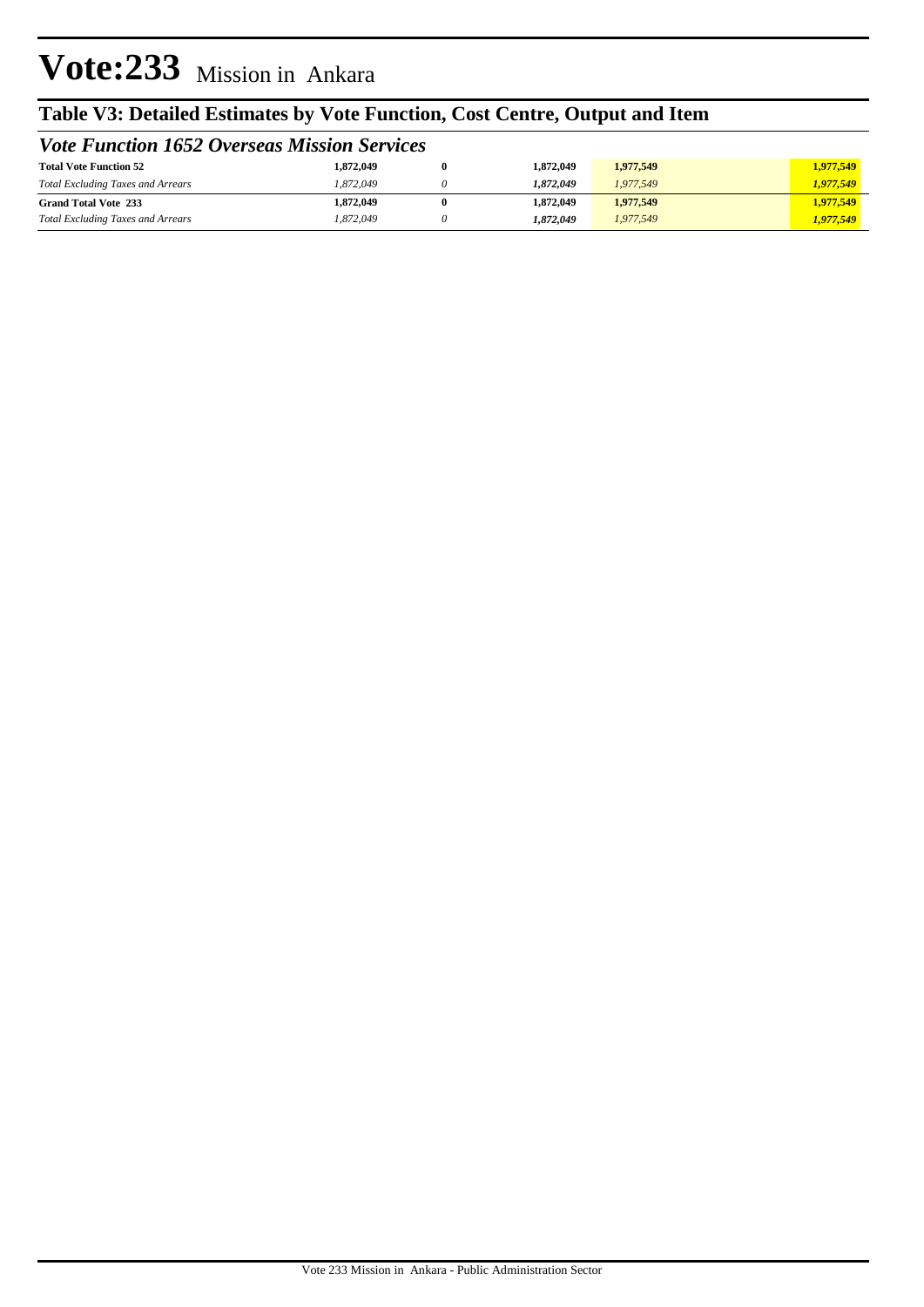# Vote:233 Mission in Ankara

## Table V3: Detailed Estimates by Vote Function, Cost Centre, Output and Item

### *Vote Function 1652 Overseas Mission Services*

| | | | | | |
|---|---|---|---|---|---|
| **Total Vote Function 52** | **1,872,049** | **0** | **1,872,049** | **1,977,549** | **1,977,549** |
| *Total Excluding Taxes and Arrears* | *1,872,049* | *0* | ***1,872,049*** | *1,977,549* | ***1,977,549*** |
| **Grand Total Vote 233** | **1,872,049** | **0** | **1,872,049** | **1,977,549** | **1,977,549** |
| *Total Excluding Taxes and Arrears* | *1,872,049* | *0* | ***1,872,049*** | *1,977,549* | ***1,977,549*** |